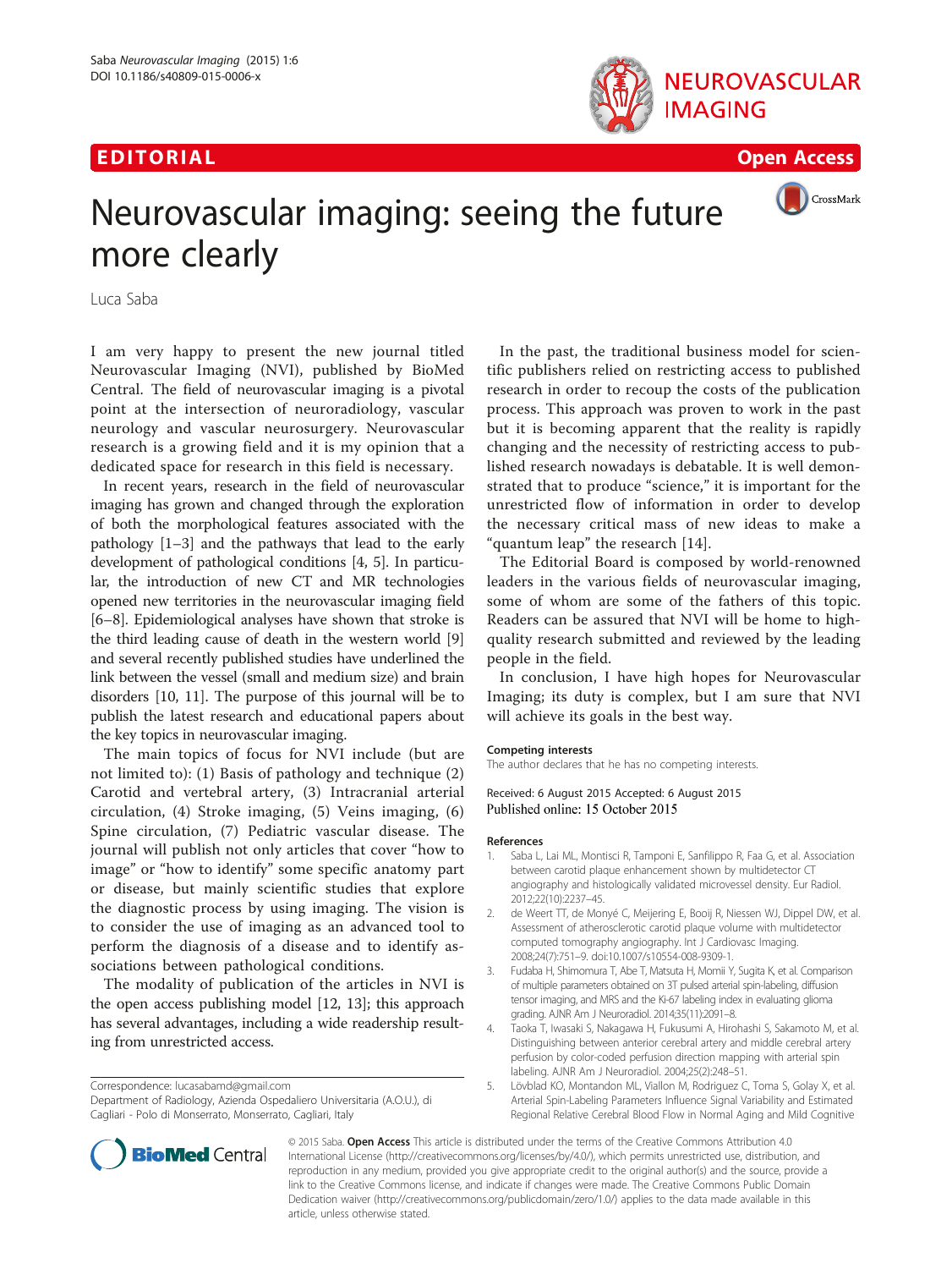EDITORIAL

Open Access

# Neurovascular imaging: seeing the future more clearly

Luca Saba

I am very happy to present the new journal titled Neurovascular Imaging (NVI), published by BioMed Central. The field of neurovascular imaging is a pivotal point at the intersection of neuroradiology, vascular neurology and vascular neurosurgery. Neurovascular research is a growing field and it is my opinion that a dedicated space for research in this field is necessary.

In recent years, research in the field of neurovascular imaging has grown and changed through the exploration of both the morphological features associated with the pathology [1–3] and the pathways that lead to the early development of pathological conditions [4, 5]. In particular, the introduction of new CT and MR technologies opened new territories in the neurovascular imaging field [6–8]. Epidemiological analyses have shown that stroke is the third leading cause of death in the western world [9] and several recently published studies have underlined the link between the vessel (small and medium size) and brain disorders [10, 11]. The purpose of this journal will be to publish the latest research and educational papers about the key topics in neurovascular imaging.

The main topics of focus for NVI include (but are not limited to): (1) Basis of pathology and technique (2) Carotid and vertebral artery, (3) Intracranial arterial circulation, (4) Stroke imaging, (5) Veins imaging, (6) Spine circulation, (7) Pediatric vascular disease. The journal will publish not only articles that cover "how to image" or "how to identify" some specific anatomy part or disease, but mainly scientific studies that explore the diagnostic process by using imaging. The vision is to consider the use of imaging as an advanced tool to perform the diagnosis of a disease and to identify associations between pathological conditions.

The modality of publication of the articles in NVI is the open access publishing model [12, 13]; this approach has several advantages, including a wide readership resulting from unrestricted access.

In the past, the traditional business model for scientific publishers relied on restricting access to published research in order to recoup the costs of the publication process. This approach was proven to work in the past but it is becoming apparent that the reality is rapidly changing and the necessity of restricting access to published research nowadays is debatable. It is well demonstrated that to produce "science," it is important for the unrestricted flow of information in order to develop the necessary critical mass of new ideas to make a "quantum leap" the research [14].

The Editorial Board is composed by world-renowned leaders in the various fields of neurovascular imaging, some of whom are some of the fathers of this topic. Readers can be assured that NVI will be home to high-quality research submitted and reviewed by the leading people in the field.

In conclusion, I have high hopes for Neurovascular Imaging; its duty is complex, but I am sure that NVI will achieve its goals in the best way.

#### Competing interests

The author declares that he has no competing interests.

Received: 6 August 2015 Accepted: 6 August 2015
Published online: 15 October 2015

#### References

1. Saba L, Lai ML, Montisci R, Tamponi E, Sanfilippo R, Faa G, et al. Association between carotid plaque enhancement shown by multidetector CT angiography and histologically validated microvessel density. Eur Radiol. 2012;22(10):2237–45.
2. de Weert TT, de Monyé C, Meijering E, Booij R, Niessen WJ, Dippel DW, et al. Assessment of atherosclerotic carotid plaque volume with multidetector computed tomography angiography. Int J Cardiovasc Imaging. 2008;24(7):751–9. doi:10.1007/s10554-008-9309-1.
3. Fudaba H, Shimomura T, Abe T, Matsuta H, Momii Y, Sugita K, et al. Comparison of multiple parameters obtained on 3T pulsed arterial spin-labeling, diffusion tensor imaging, and MRS and the Ki-67 labeling index in evaluating glioma grading. AJNR Am J Neuroradiol. 2014;35(11):2091–8.
4. Taoka T, Iwasaki S, Nakagawa H, Fukusumi A, Hirohashi S, Sakamoto M, et al. Distinguishing between anterior cerebral artery and middle cerebral artery perfusion by color-coded perfusion direction mapping with arterial spin labeling. AJNR Am J Neuroradiol. 2004;25(2):248–51.
5. Lövblad KO, Montandon ML, Viallon M, Rodriguez C, Toma S, Golay X, et al. Arterial Spin-Labeling Parameters Influence Signal Variability and Estimated Regional Relative Cerebral Blood Flow in Normal Aging and Mild Cognitive

Correspondence: lucasabamd@gmail.com
Department of Radiology, Azienda Ospedaliero Universitaria (A.O.U.), di Cagliari - Polo di Monserrato, Monserrato, Cagliari, Italy

© 2015 Saba. **Open Access** This article is distributed under the terms of the Creative Commons Attribution 4.0 International License (http://creativecommons.org/licenses/by/4.0/), which permits unrestricted use, distribution, and reproduction in any medium, provided you give appropriate credit to the original author(s) and the source, provide a link to the Creative Commons license, and indicate if changes were made. The Creative Commons Public Domain Dedication waiver (http://creativecommons.org/publicdomain/zero/1.0/) applies to the data made available in this article, unless otherwise stated.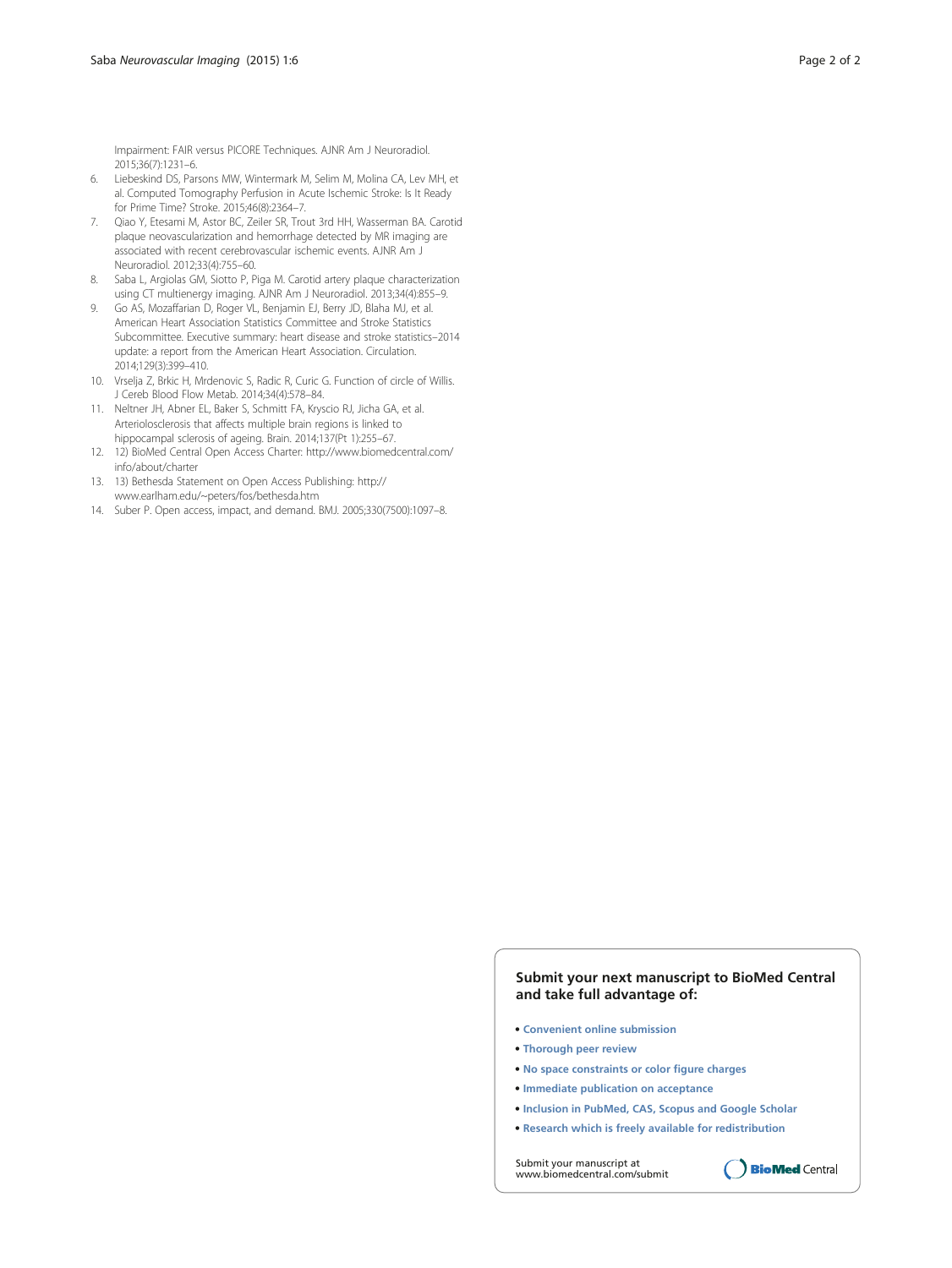Impairment: FAIR versus PICORE Techniques. AJNR Am J Neuroradiol. 2015;36(7):1231–6.

6. Liebeskind DS, Parsons MW, Wintermark M, Selim M, Molina CA, Lev MH, et al. Computed Tomography Perfusion in Acute Ischemic Stroke: Is It Ready for Prime Time? Stroke. 2015;46(8):2364–7.
7. Qiao Y, Etesami M, Astor BC, Zeiler SR, Trout 3rd HH, Wasserman BA. Carotid plaque neovascularization and hemorrhage detected by MR imaging are associated with recent cerebrovascular ischemic events. AJNR Am J Neuroradiol. 2012;33(4):755–60.
8. Saba L, Argiolas GM, Siotto P, Piga M. Carotid artery plaque characterization using CT multienergy imaging. AJNR Am J Neuroradiol. 2013;34(4):855–9.
9. Go AS, Mozaffarian D, Roger VL, Benjamin EJ, Berry JD, Blaha MJ, et al. American Heart Association Statistics Committee and Stroke Statistics Subcommittee. Executive summary: heart disease and stroke statistics–2014 update: a report from the American Heart Association. Circulation. 2014;129(3):399–410.
10. Vrselja Z, Brkic H, Mrdenovic S, Radic R, Curic G. Function of circle of Willis. J Cereb Blood Flow Metab. 2014;34(4):578–84.
11. Neltner JH, Abner EL, Baker S, Schmitt FA, Kryscio RJ, Jicha GA, et al. Arteriolosclerosis that affects multiple brain regions is linked to hippocampal sclerosis of ageing. Brain. 2014;137(Pt 1):255–67.
12. 12) BioMed Central Open Access Charter: http://www.biomedcentral.com/info/about/charter
13. 13) Bethesda Statement on Open Access Publishing: http://www.earlham.edu/~peters/fos/bethesda.htm
14. Suber P. Open access, impact, and demand. BMJ. 2005;330(7500):1097–8.

**Submit your next manuscript to BioMed Central and take full advantage of:**

- **Convenient online submission**
- **Thorough peer review**
- **No space constraints or color figure charges**
- **Immediate publication on acceptance**
- **Inclusion in PubMed, CAS, Scopus and Google Scholar**
- **Research which is freely available for redistribution**

Submit your manuscript at
www.biomedcentral.com/submit

BioMed Central